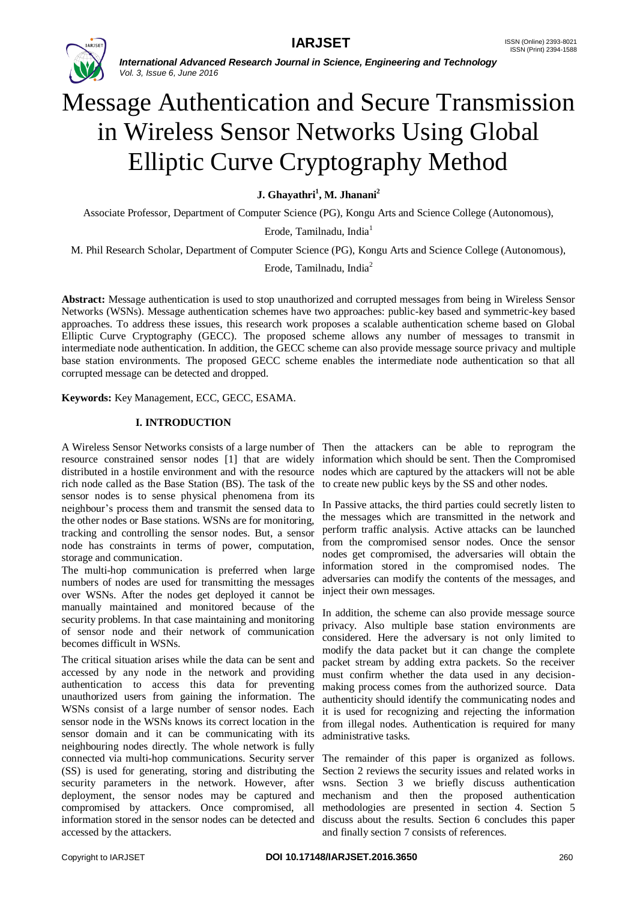# Message Authentication and Secure Transmission in Wireless Sensor Networks Using Global Elliptic Curve Cryptography Method

**J. Ghayathri[1], M. Jhanani[2]**

Associate Professor, Department of Computer Science (PG), Kongu Arts and Science College (Autonomous), Erode, Tamilnadu, India[1]

M. Phil Research Scholar, Department of Computer Science (PG), Kongu Arts and Science College (Autonomous), Erode, Tamilnadu, India[2]

**Abstract:** Message authentication is used to stop unauthorized and corrupted messages from being in Wireless Sensor Networks (WSNs). Message authentication schemes have two approaches: public-key based and symmetric-key based approaches. To address these issues, this research work proposes a scalable authentication scheme based on Global Elliptic Curve Cryptography (GECC). The proposed scheme allows any number of messages to transmit in intermediate node authentication. In addition, the GECC scheme can also provide message source privacy and multiple base station environments. The proposed GECC scheme enables the intermediate node authentication so that all corrupted message can be detected and dropped.

**Keywords:** Key Management, ECC, GECC, ESAMA.

## I. INTRODUCTION

A Wireless Sensor Networks consists of a large number of resource constrained sensor nodes [1] that are widely distributed in a hostile environment and with the resource rich node called as the Base Station (BS). The task of the sensor nodes is to sense physical phenomena from its neighbour's process them and transmit the sensed data to the other nodes or Base stations. WSNs are for monitoring, tracking and controlling the sensor nodes. But, a sensor node has constraints in terms of power, computation, storage and communication.

The multi-hop communication is preferred when large numbers of nodes are used for transmitting the messages over WSNs. After the nodes get deployed it cannot be manually maintained and monitored because of the security problems. In that case maintaining and monitoring of sensor node and their network of communication becomes difficult in WSNs.

The critical situation arises while the data can be sent and accessed by any node in the network and providing authentication to access this data for preventing unauthorized users from gaining the information. The WSNs consist of a large number of sensor nodes. Each sensor node in the WSNs knows its correct location in the sensor domain and it can be communicating with its neighbouring nodes directly. The whole network is fully connected via multi-hop communications. Security server (SS) is used for generating, storing and distributing the security parameters in the network. However, after deployment, the sensor nodes may be captured and compromised by attackers. Once compromised, all information stored in the sensor nodes can be detected and accessed by the attackers.

Then the attackers can be able to reprogram the information which should be sent. Then the Compromised nodes which are captured by the attackers will not be able to create new public keys by the SS and other nodes.

In Passive attacks, the third parties could secretly listen to the messages which are transmitted in the network and perform traffic analysis. Active attacks can be launched from the compromised sensor nodes. Once the sensor nodes get compromised, the adversaries will obtain the information stored in the compromised nodes. The adversaries can modify the contents of the messages, and inject their own messages.

In addition, the scheme can also provide message source privacy. Also multiple base station environments are considered. Here the adversary is not only limited to modify the data packet but it can change the complete packet stream by adding extra packets. So the receiver must confirm whether the data used in any decision-making process comes from the authorized source. Data authenticity should identify the communicating nodes and it is used for recognizing and rejecting the information from illegal nodes. Authentication is required for many administrative tasks.

The remainder of this paper is organized as follows. Section 2 reviews the security issues and related works in wsns. Section 3 we briefly discuss authentication mechanism and then the proposed authentication methodologies are presented in section 4. Section 5 discuss about the results. Section 6 concludes this paper and finally section 7 consists of references.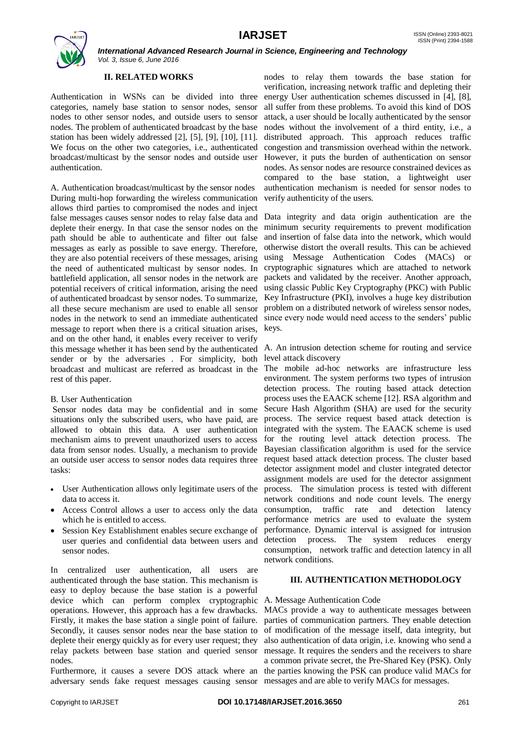## II. RELATED WORKS

Authentication in WSNs can be divided into three categories, namely base station to sensor nodes, sensor nodes to other sensor nodes, and outside users to sensor nodes. The problem of authenticated broadcast by the base station has been widely addressed [2], [5], [9], [10], [11]. We focus on the other two categories, i.e., authenticated broadcast/multicast by the sensor nodes and outside user authentication.

### A. Authentication broadcast/multicast by the sensor nodes

During multi-hop forwarding the wireless communication allows third parties to compromised the nodes and inject false messages causes sensor nodes to relay false data and deplete their energy. In that case the sensor nodes on the path should be able to authenticate and filter out false messages as early as possible to save energy. Therefore, they are also potential receivers of these messages, arising the need of authenticated multicast by sensor nodes. In battlefield application, all sensor nodes in the network are potential receivers of critical information, arising the need of authenticated broadcast by sensor nodes. To summarize, all these secure mechanism are used to enable all sensor nodes in the network to send an immediate authenticated message to report when there is a critical situation arises, and on the other hand, it enables every receiver to verify this message whether it has been send by the authenticated sender or by the adversaries . For simplicity, both broadcast and multicast are referred as broadcast in the rest of this paper.

### B. User Authentication

Sensor nodes data may be confidential and in some situations only the subscribed users, who have paid, are allowed to obtain this data. A user authentication mechanism aims to prevent unauthorized users to access data from sensor nodes. Usually, a mechanism to provide an outside user access to sensor nodes data requires three tasks:

- User Authentication allows only legitimate users of the data to access it.
- Access Control allows a user to access only the data which he is entitled to access.
- Session Key Establishment enables secure exchange of user queries and confidential data between users and sensor nodes.

In centralized user authentication, all users are authenticated through the base station. This mechanism is easy to deploy because the base station is a powerful device which can perform complex cryptographic operations. However, this approach has a few drawbacks. Firstly, it makes the base station a single point of failure. Secondly, it causes sensor nodes near the base station to deplete their energy quickly as for every user request; they relay packets between base station and queried sensor nodes.

Furthermore, it causes a severe DOS attack where an adversary sends fake request messages causing sensor nodes to relay them towards the base station for verification, increasing network traffic and depleting their energy User authentication schemes discussed in [4], [8], all suffer from these problems. To avoid this kind of DOS attack, a user should be locally authenticated by the sensor nodes without the involvement of a third entity, i.e., a distributed approach. This approach reduces traffic congestion and transmission overhead within the network. However, it puts the burden of authentication on sensor nodes. As sensor nodes are resource constrained devices as compared to the base station, a lightweight user authentication mechanism is needed for sensor nodes to verify authenticity of the users.

Data integrity and data origin authentication are the minimum security requirements to prevent modification and insertion of false data into the network, which would otherwise distort the overall results. This can be achieved using Message Authentication Codes (MACs) or cryptographic signatures which are attached to network packets and validated by the receiver. Another approach, using classic Public Key Cryptography (PKC) with Public Key Infrastructure (PKI), involves a huge key distribution problem on a distributed network of wireless sensor nodes, since every node would need access to the senders' public keys.

### A. An intrusion detection scheme for routing and service level attack discovery

The mobile ad-hoc networks are infrastructure less environment. The system performs two types of intrusion detection process. The routing based attack detection process uses the EAACK scheme [12]. RSA algorithm and Secure Hash Algorithm (SHA) are used for the security process. The service request based attack detection is integrated with the system. The EAACK scheme is used for the routing level attack detection process. The Bayesian classification algorithm is used for the service request based attack detection process. The cluster based detector assignment model and cluster integrated detector assignment models are used for the detector assignment process. The simulation process is tested with different network conditions and node count levels. The energy consumption, traffic rate and detection latency performance metrics are used to evaluate the system performance. Dynamic interval is assigned for intrusion detection process. The system reduces energy consumption, network traffic and detection latency in all network conditions.

## III. AUTHENTICATION METHODOLOGY

### A. Message Authentication Code

MACs provide a way to authenticate messages between parties of communication partners. They enable detection of modification of the message itself, data integrity, but also authentication of data origin, i.e. knowing who send a message. It requires the senders and the receivers to share a common private secret, the Pre-Shared Key (PSK). Only the parties knowing the PSK can produce valid MACs for messages and are able to verify MACs for messages.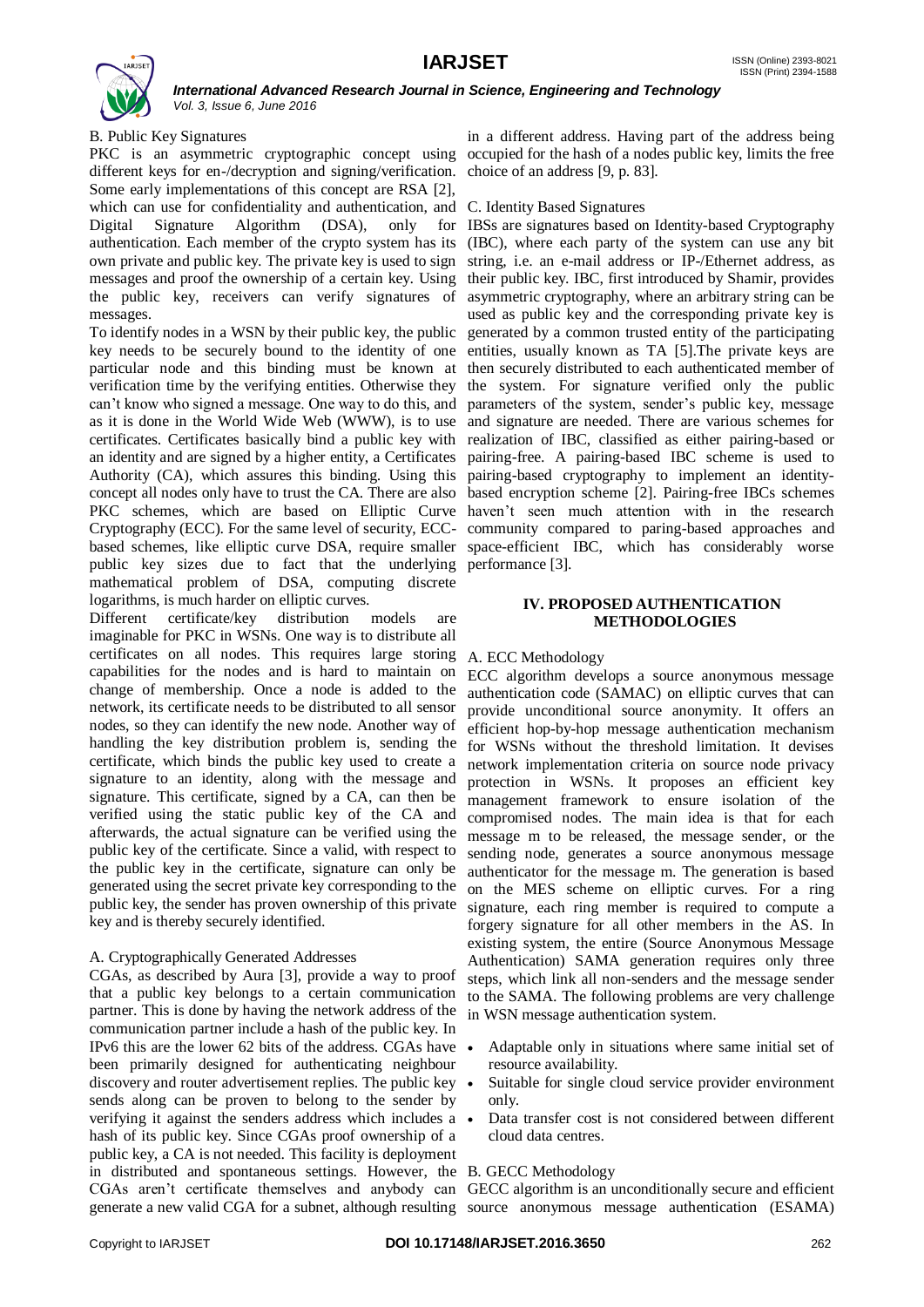### B. Public Key Signatures

PKC is an asymmetric cryptographic concept using different keys for en-/decryption and signing/verification. Some early implementations of this concept are RSA [2], which can use for confidentiality and authentication, and Digital Signature Algorithm (DSA), only for authentication. Each member of the crypto system has its own private and public key. The private key is used to sign messages and proof the ownership of a certain key. Using the public key, receivers can verify signatures of messages.

To identify nodes in a WSN by their public key, the public key needs to be securely bound to the identity of one particular node and this binding must be known at verification time by the verifying entities. Otherwise they can't know who signed a message. One way to do this, and as it is done in the World Wide Web (WWW), is to use certificates. Certificates basically bind a public key with an identity and are signed by a higher entity, a Certificates Authority (CA), which assures this binding. Using this concept all nodes only have to trust the CA. There are also PKC schemes, which are based on Elliptic Curve Cryptography (ECC). For the same level of security, ECC-based schemes, like elliptic curve DSA, require smaller public key sizes due to fact that the underlying mathematical problem of DSA, computing discrete logarithms, is much harder on elliptic curves.

Different certificate/key distribution models are imaginable for PKC in WSNs. One way is to distribute all certificates on all nodes. This requires large storing capabilities for the nodes and is hard to maintain on change of membership. Once a node is added to the network, its certificate needs to be distributed to all sensor nodes, so they can identify the new node. Another way of handling the key distribution problem is, sending the certificate, which binds the public key used to create a signature to an identity, along with the message and signature. This certificate, signed by a CA, can then be verified using the static public key of the CA and afterwards, the actual signature can be verified using the public key of the certificate. Since a valid, with respect to the public key in the certificate, signature can only be generated using the secret private key corresponding to the public key, the sender has proven ownership of this private key and is thereby securely identified.

### A. Cryptographically Generated Addresses

CGAs, as described by Aura [3], provide a way to proof that a public key belongs to a certain communication partner. This is done by having the network address of the communication partner include a hash of the public key. In IPv6 this are the lower 62 bits of the address. CGAs have been primarily designed for authenticating neighbour discovery and router advertisement replies. The public key sends along can be proven to belong to the sender by verifying it against the senders address which includes a hash of its public key. Since CGAs proof ownership of a public key, a CA is not needed. This facility is deployment in distributed and spontaneous settings. However, the CGAs aren't certificate themselves and anybody can generate a new valid CGA for a subnet, although resulting in a different address. Having part of the address being occupied for the hash of a nodes public key, limits the free choice of an address [9, p. 83].

### C. Identity Based Signatures

IBSs are signatures based on Identity-based Cryptography (IBC), where each party of the system can use any bit string, i.e. an e-mail address or IP-/Ethernet address, as their public key. IBC, first introduced by Shamir, provides asymmetric cryptography, where an arbitrary string can be used as public key and the corresponding private key is generated by a common trusted entity of the participating entities, usually known as TA [5].The private keys are then securely distributed to each authenticated member of the system. For signature verified only the public parameters of the system, sender's public key, message and signature are needed. There are various schemes for realization of IBC, classified as either pairing-based or pairing-free. A pairing-based IBC scheme is used to pairing-based cryptography to implement an identity-based encryption scheme [2]. Pairing-free IBCs schemes haven't seen much attention with in the research community compared to paring-based approaches and space-efficient IBC, which has considerably worse performance [3].

## IV. PROPOSED AUTHENTICATION METHODOLOGIES

### A. ECC Methodology

ECC algorithm develops a source anonymous message authentication code (SAMAC) on elliptic curves that can provide unconditional source anonymity. It offers an efficient hop-by-hop message authentication mechanism for WSNs without the threshold limitation. It devises network implementation criteria on source node privacy protection in WSNs. It proposes an efficient key management framework to ensure isolation of the compromised nodes. The main idea is that for each message m to be released, the message sender, or the sending node, generates a source anonymous message authenticator for the message m. The generation is based on the MES scheme on elliptic curves. For a ring signature, each ring member is required to compute a forgery signature for all other members in the AS. In existing system, the entire (Source Anonymous Message Authentication) SAMA generation requires only three steps, which link all non-senders and the message sender to the SAMA. The following problems are very challenge in WSN message authentication system.

- Adaptable only in situations where same initial set of resource availability.
- Suitable for single cloud service provider environment only.
- Data transfer cost is not considered between different cloud data centres.

### B. GECC Methodology

GECC algorithm is an unconditionally secure and efficient source anonymous message authentication (ESAMA)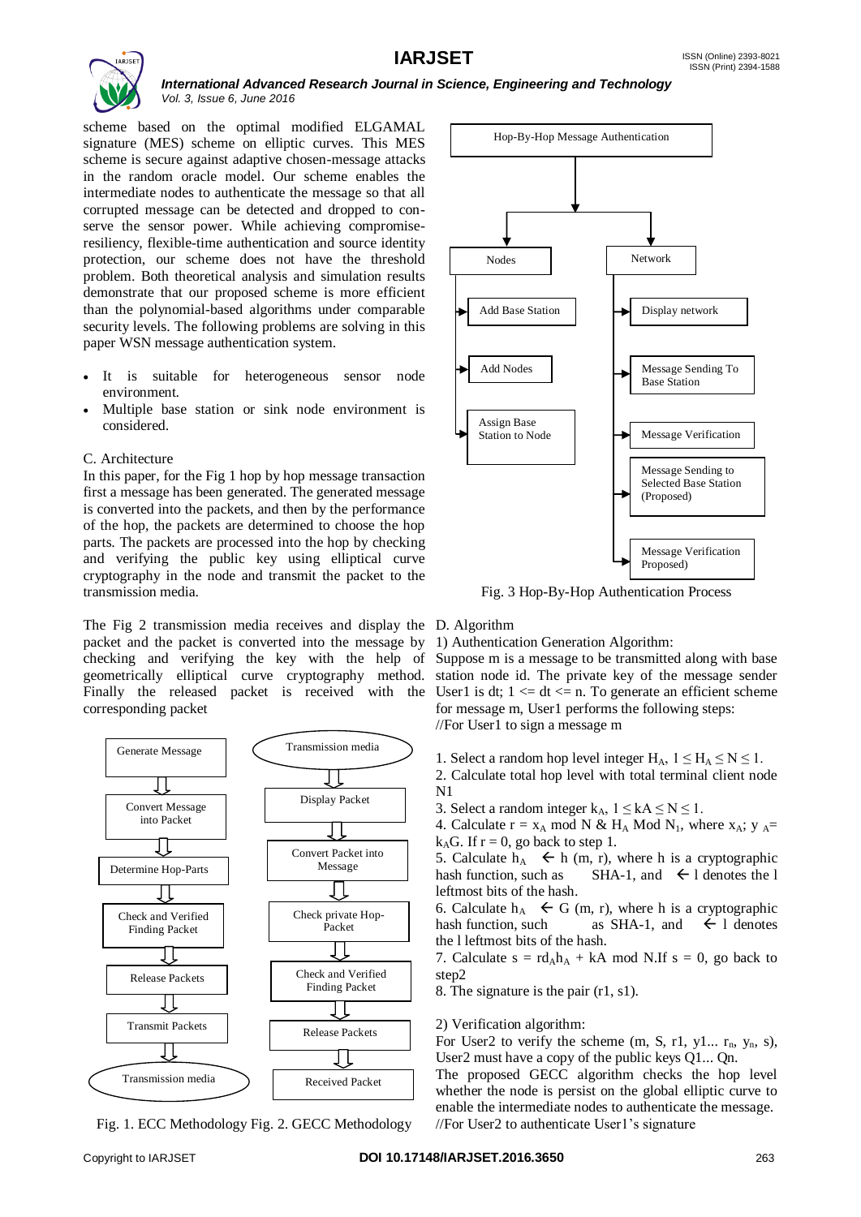scheme based on the optimal modified ELGAMAL signature (MES) scheme on elliptic curves. This MES scheme is secure against adaptive chosen-message attacks in the random oracle model. Our scheme enables the intermediate nodes to authenticate the message so that all corrupted message can be detected and dropped to conserve the sensor power. While achieving compromise-resiliency, flexible-time authentication and source identity protection, our scheme does not have the threshold problem. Both theoretical analysis and simulation results demonstrate that our proposed scheme is more efficient than the polynomial-based algorithms under comparable security levels. The following problems are solving in this paper WSN message authentication system.

- It is suitable for heterogeneous sensor node environment.
- Multiple base station or sink node environment is considered.

### C. Architecture

In this paper, for the Fig 1 hop by hop message transaction first a message has been generated. The generated message is converted into the packets, and then by the performance of the hop, the packets are determined to choose the hop parts. The packets are processed into the hop by checking and verifying the public key using elliptical curve cryptography in the node and transmit the packet to the transmission media.

The Fig 2 transmission media receives and display the packet and the packet is converted into the message by checking and verifying the key with the help of geometrically elliptical curve cryptography method. Finally the released packet is received with the corresponding packet

Generate Message → Convert Message into Packet → Determine Hop-Parts → Check and Verified Finding Packet → Release Packets → Transmit Packets → Transmission media

Transmission media → Display Packet → Convert Packet into Message → Check private Hop-Packet → Check and Verified Finding Packet → Release Packets → Received Packet

Fig. 1. ECC Methodology Fig. 2. GECC Methodology

Hop-By-Hop Message Authentication
- Nodes
  - Add Base Station
  - Add Nodes
  - Assign Base Station to Node
- Network
  - Display network
  - Message Sending To Base Station
  - Message Verification
  - Message Sending to Selected Base Station (Proposed)
  - Message Verification Proposed)

Fig. 3 Hop-By-Hop Authentication Process

### D. Algorithm

1) Authentication Generation Algorithm:

Suppose m is a message to be transmitted along with base station node id. The private key of the message sender User1 is dt; $1 <= dt <= n$. To generate an efficient scheme for message m, User1 performs the following steps:

//For User1 to sign a message m

1. Select a random hop level integer $H_A$, $1 \leq H_A \leq N \leq 1$.
2. Calculate total hop level with total terminal client node N1
3. Select a random integer $k_A$, $1 \leq kA \leq N \leq 1$.
4. Calculate $r = x_A \bmod N$ & $H_A \bmod N_1$, where $x_A$; $y_A = k_A G$. If $r = 0$, go back to step 1.
5. Calculate $h_A \leftarrow h\ (m, r)$, where h is a cryptographic hash function, such as SHA-1, and $\leftarrow$ l denotes the l leftmost bits of the hash.
6. Calculate $h_A \leftarrow G\ (m, r)$, where h is a cryptographic hash function, such as SHA-1, and $\leftarrow$ l denotes the l leftmost bits of the hash.
7. Calculate $s = rd_A h_A + kA \bmod N$.If $s = 0$, go back to step2
8. The signature is the pair (r1, s1).

2) Verification algorithm:

For User2 to verify the scheme (m, S, r1, y1... $r_n$, $y_n$, s), User2 must have a copy of the public keys Q1... Qn.

The proposed GECC algorithm checks the hop level whether the node is persist on the global elliptic curve to enable the intermediate nodes to authenticate the message.

//For User2 to authenticate User1's signature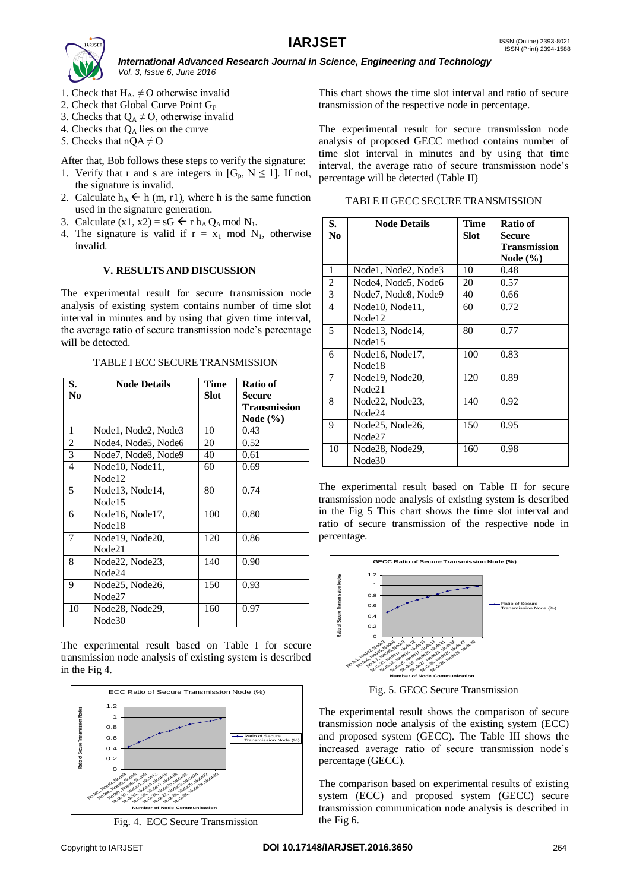1. Check that $H_A \neq O$ otherwise invalid
2. Check that Global Curve Point $G_P$
3. Checks that $Q_A \neq O$, otherwise invalid
4. Checks that $Q_A$ lies on the curve
5. Checks that $nQA \neq O$

After that, Bob follows these steps to verify the signature:

1. Verify that r and s are integers in $[G_p, N \leq 1]$. If not, the signature is invalid.
2. Calculate $h_A \leftarrow h(m, r1)$, where h is the same function used in the signature generation.
3. Calculate $(x1, x2) = sG \leftarrow r\, h_A\, Q_A \bmod N_1$.
4. The signature is valid if $r = x_1 \bmod N_1$, otherwise invalid.

## V. RESULTS AND DISCUSSION

The experimental result for secure transmission node analysis of existing system contains number of time slot interval in minutes and by using that given time interval, the average ratio of secure transmission node's percentage will be detected.

TABLE I ECC SECURE TRANSMISSION

| S. No | Node Details | Time Slot | Ratio of Secure Transmission Node (%) |
|---|---|---|---|
| 1 | Node1, Node2, Node3 | 10 | 0.43 |
| 2 | Node4, Node5, Node6 | 20 | 0.52 |
| 3 | Node7, Node8, Node9 | 40 | 0.61 |
| 4 | Node10, Node11, Node12 | 60 | 0.69 |
| 5 | Node13, Node14, Node15 | 80 | 0.74 |
| 6 | Node16, Node17, Node18 | 100 | 0.80 |
| 7 | Node19, Node20, Node21 | 120 | 0.86 |
| 8 | Node22, Node23, Node24 | 140 | 0.90 |
| 9 | Node25, Node26, Node27 | 150 | 0.93 |
| 10 | Node28, Node29, Node30 | 160 | 0.97 |

The experimental result based on Table I for secure transmission node analysis of existing system is described in the Fig 4.

Fig. 4. ECC Secure Transmission

This chart shows the time slot interval and ratio of secure transmission of the respective node in percentage.

The experimental result for secure transmission node analysis of proposed GECC method contains number of time slot interval in minutes and by using that time interval, the average ratio of secure transmission node's percentage will be detected (Table II)

TABLE II GECC SECURE TRANSMISSION

| S. No | Node Details | Time Slot | Ratio of Secure Transmission Node (%) |
|---|---|---|---|
| 1 | Node1, Node2, Node3 | 10 | 0.48 |
| 2 | Node4, Node5, Node6 | 20 | 0.57 |
| 3 | Node7, Node8, Node9 | 40 | 0.66 |
| 4 | Node10, Node11, Node12 | 60 | 0.72 |
| 5 | Node13, Node14, Node15 | 80 | 0.77 |
| 6 | Node16, Node17, Node18 | 100 | 0.83 |
| 7 | Node19, Node20, Node21 | 120 | 0.89 |
| 8 | Node22, Node23, Node24 | 140 | 0.92 |
| 9 | Node25, Node26, Node27 | 150 | 0.95 |
| 10 | Node28, Node29, Node30 | 160 | 0.98 |

The experimental result based on Table II for secure transmission node analysis of existing system is described in the Fig 5 This chart shows the time slot interval and ratio of secure transmission of the respective node in percentage.

Fig. 5. GECC Secure Transmission

The experimental result shows the comparison of secure transmission node analysis of the existing system (ECC) and proposed system (GECC). The Table III shows the increased average ratio of secure transmission node's percentage (GECC).

The comparison based on experimental results of existing system (ECC) and proposed system (GECC) secure transmission communication node analysis is described in the Fig 6.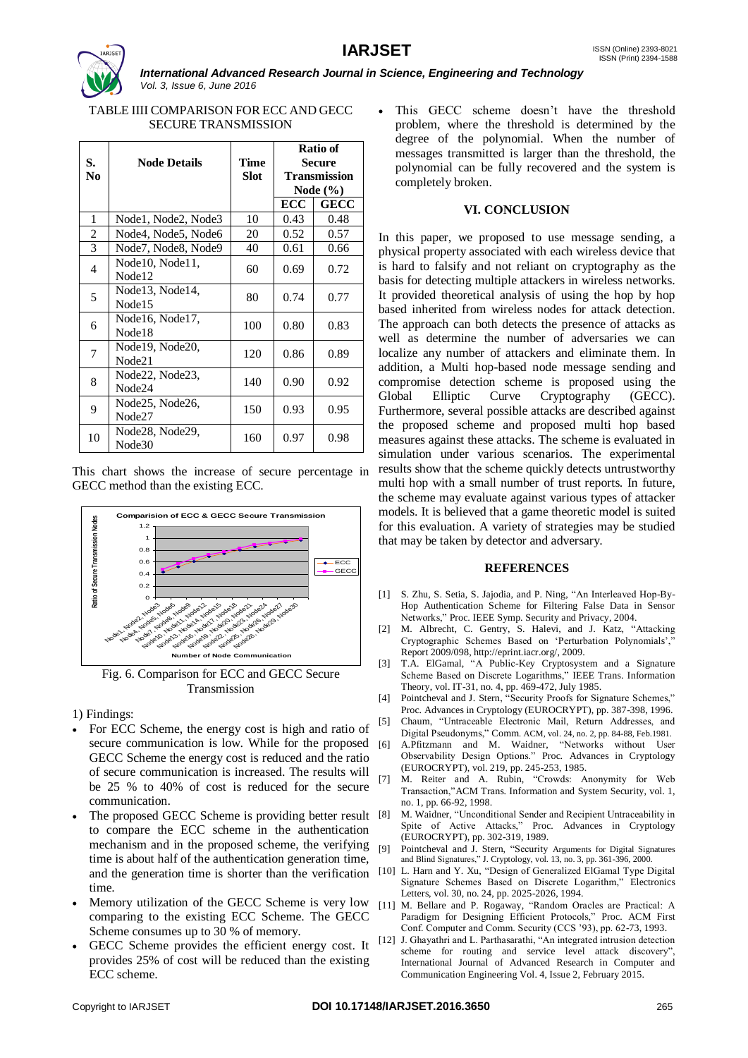TABLE IIII COMPARISON FOR ECC AND GECC SECURE TRANSMISSION

| S. No | Node Details | Time Slot | Ratio of Secure Transmission Node (%) | |
|---|---|---|---|---|
| | | | ECC | GECC |
| 1 | Node1, Node2, Node3 | 10 | 0.43 | 0.48 |
| 2 | Node4, Node5, Node6 | 20 | 0.52 | 0.57 |
| 3 | Node7, Node8, Node9 | 40 | 0.61 | 0.66 |
| 4 | Node10, Node11, Node12 | 60 | 0.69 | 0.72 |
| 5 | Node13, Node14, Node15 | 80 | 0.74 | 0.77 |
| 6 | Node16, Node17, Node18 | 100 | 0.80 | 0.83 |
| 7 | Node19, Node20, Node21 | 120 | 0.86 | 0.89 |
| 8 | Node22, Node23, Node24 | 140 | 0.90 | 0.92 |
| 9 | Node25, Node26, Node27 | 150 | 0.93 | 0.95 |
| 10 | Node28, Node29, Node30 | 160 | 0.97 | 0.98 |

This chart shows the increase of secure percentage in GECC method than the existing ECC.

Comparision of ECC & GECC Secure Transmission

Ratio of Secure Transmission Nodes

1.2
1
0.8
0.6
0.4
0.2
0

Node1, Node2, Node3
Node4, Node5, Node6
Node7, Node8, Node9
Node10, Node11, Node12
Node13, Node14, Node15
Node16, Node17, Node18
Node19, Node20, Node21
Node22, Node23, Node24
Node25, Node26, Node27
Node28, Node29, Node30

Number of Node Communication

ECC
GECC

Fig. 6. Comparison for ECC and GECC Secure Transmission

1) Findings:

- For ECC Scheme, the energy cost is high and ratio of secure communication is low. While for the proposed GECC Scheme the energy cost is reduced and the ratio of secure communication is increased. The results will be 25 % to 40% of cost is reduced for the secure communication.
- The proposed GECC Scheme is providing better result to compare the ECC scheme in the authentication mechanism and in the proposed scheme, the verifying time is about half of the authentication generation time, and the generation time is shorter than the verification time.
- Memory utilization of the GECC Scheme is very low comparing to the existing ECC Scheme. The GECC Scheme consumes up to 30 % of memory.
- GECC Scheme provides the efficient energy cost. It provides 25% of cost will be reduced than the existing ECC scheme.
- This GECC scheme doesn't have the threshold problem, where the threshold is determined by the degree of the polynomial. When the number of messages transmitted is larger than the threshold, the polynomial can be fully recovered and the system is completely broken.

## VI. CONCLUSION

In this paper, we proposed to use message sending, a physical property associated with each wireless device that is hard to falsify and not reliant on cryptography as the basis for detecting multiple attackers in wireless networks. It provided theoretical analysis of using the hop by hop based inherited from wireless nodes for attack detection. The approach can both detects the presence of attacks as well as determine the number of adversaries we can localize any number of attackers and eliminate them. In addition, a Multi hop-based node message sending and compromise detection scheme is proposed using the Global Elliptic Curve Cryptography (GECC). Furthermore, several possible attacks are described against the proposed scheme and proposed multi hop based measures against these attacks. The scheme is evaluated in simulation under various scenarios. The experimental results show that the scheme quickly detects untrustworthy multi hop with a small number of trust reports. In future, the scheme may evaluate against various types of attacker models. It is believed that a game theoretic model is suited for this evaluation. A variety of strategies may be studied that may be taken by detector and adversary.

## REFERENCES

[1] S. Zhu, S. Setia, S. Jajodia, and P. Ning, "An Interleaved Hop-By-Hop Authentication Scheme for Filtering False Data in Sensor Networks," Proc. IEEE Symp. Security and Privacy, 2004.

[2] M. Albrecht, C. Gentry, S. Halevi, and J. Katz, "Attacking Cryptographic Schemes Based on 'Perturbation Polynomials'," Report 2009/098, http://eprint.iacr.org/, 2009.

[3] T.A. ElGamal, "A Public-Key Cryptosystem and a Signature Scheme Based on Discrete Logarithms," IEEE Trans. Information Theory, vol. IT-31, no. 4, pp. 469-472, July 1985.

[4] Pointcheval and J. Stern, "Security Proofs for Signature Schemes," Proc. Advances in Cryptology (EUROCRYPT), pp. 387-398, 1996.

[5] Chaum, "Untraceable Electronic Mail, Return Addresses, and Digital Pseudonyms," Comm. ACM, vol. 24, no. 2, pp. 84-88, Feb.1981.

[6] A.Pfitzmann and M. Waidner, "Networks without User Observability Design Options." Proc. Advances in Cryptology (EUROCRYPT), vol. 219, pp. 245-253, 1985.

[7] M. Reiter and A. Rubin, "Crowds: Anonymity for Web Transaction,"ACM Trans. Information and System Security, vol. 1, no. 1, pp. 66-92, 1998.

[8] M. Waidner, "Unconditional Sender and Recipient Untraceability in Spite of Active Attacks," Proc. Advances in Cryptology (EUROCRYPT), pp. 302-319, 1989.

[9] Pointcheval and J. Stern, "Security Arguments for Digital Signatures and Blind Signatures," J. Cryptology, vol. 13, no. 3, pp. 361-396, 2000.

[10] L. Harn and Y. Xu, "Design of Generalized ElGamal Type Digital Signature Schemes Based on Discrete Logarithm," Electronics Letters, vol. 30, no. 24, pp. 2025-2026, 1994.

[11] M. Bellare and P. Rogaway, "Random Oracles are Practical: A Paradigm for Designing Efficient Protocols," Proc. ACM First Conf. Computer and Comm. Security (CCS '93), pp. 62-73, 1993.

[12] J. Ghayathri and L. Parthasarathi, "An integrated intrusion detection scheme for routing and service level attack discovery", International Journal of Advanced Research in Computer and Communication Engineering Vol. 4, Issue 2, February 2015.